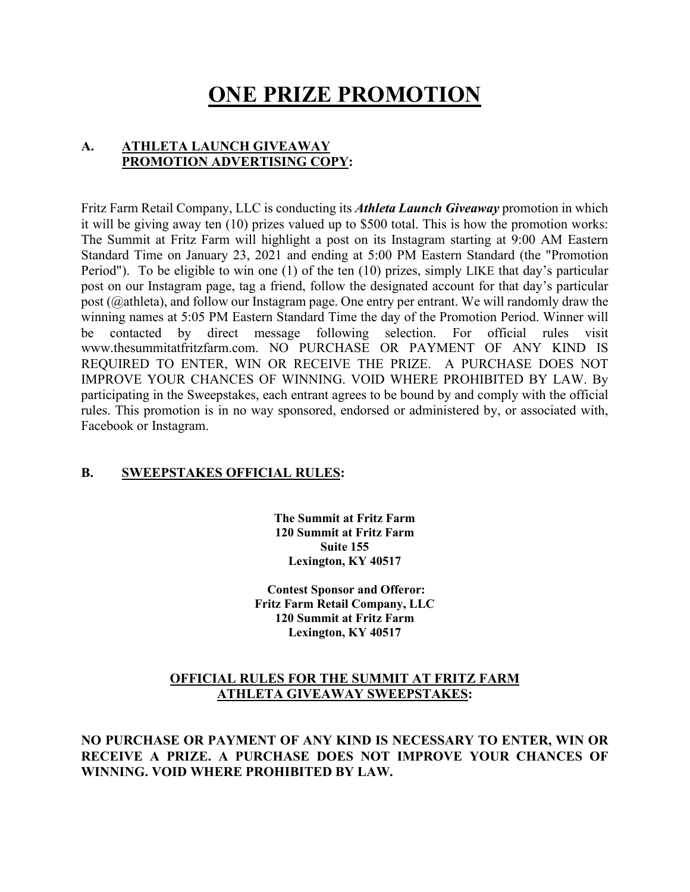# ONE PRIZE PROMOTION

## A. ATHLETA LAUNCH GIVEAWAY PROMOTION ADVERTISING COPY:

Fritz Farm Retail Company, LLC is conducting its ***Athleta Launch Giveaway*** promotion in which it will be giving away ten (10) prizes valued up to $500 total. This is how the promotion works: The Summit at Fritz Farm will highlight a post on its Instagram starting at 9:00 AM Eastern Standard Time on January 23, 2021 and ending at 5:00 PM Eastern Standard (the "Promotion Period"). To be eligible to win one (1) of the ten (10) prizes, simply LIKE that day's particular post on our Instagram page, tag a friend, follow the designated account for that day's particular post (@athleta), and follow our Instagram page. One entry per entrant. We will randomly draw the winning names at 5:05 PM Eastern Standard Time the day of the Promotion Period. Winner will be contacted by direct message following selection. For official rules visit www.thesummitatfritzfarm.com. NO PURCHASE OR PAYMENT OF ANY KIND IS REQUIRED TO ENTER, WIN OR RECEIVE THE PRIZE. A PURCHASE DOES NOT IMPROVE YOUR CHANCES OF WINNING. VOID WHERE PROHIBITED BY LAW. By participating in the Sweepstakes, each entrant agrees to be bound by and comply with the official rules. This promotion is in no way sponsored, endorsed or administered by, or associated with, Facebook or Instagram.

## B. SWEEPSTAKES OFFICIAL RULES:

**The Summit at Fritz Farm**
**120 Summit at Fritz Farm**
**Suite 155**
**Lexington, KY 40517**

**Contest Sponsor and Offeror:**
**Fritz Farm Retail Company, LLC**
**120 Summit at Fritz Farm**
**Lexington, KY 40517**

### OFFICIAL RULES FOR THE SUMMIT AT FRITZ FARM ATHLETA GIVEAWAY SWEEPSTAKES:

**NO PURCHASE OR PAYMENT OF ANY KIND IS NECESSARY TO ENTER, WIN OR RECEIVE A PRIZE. A PURCHASE DOES NOT IMPROVE YOUR CHANCES OF WINNING. VOID WHERE PROHIBITED BY LAW.**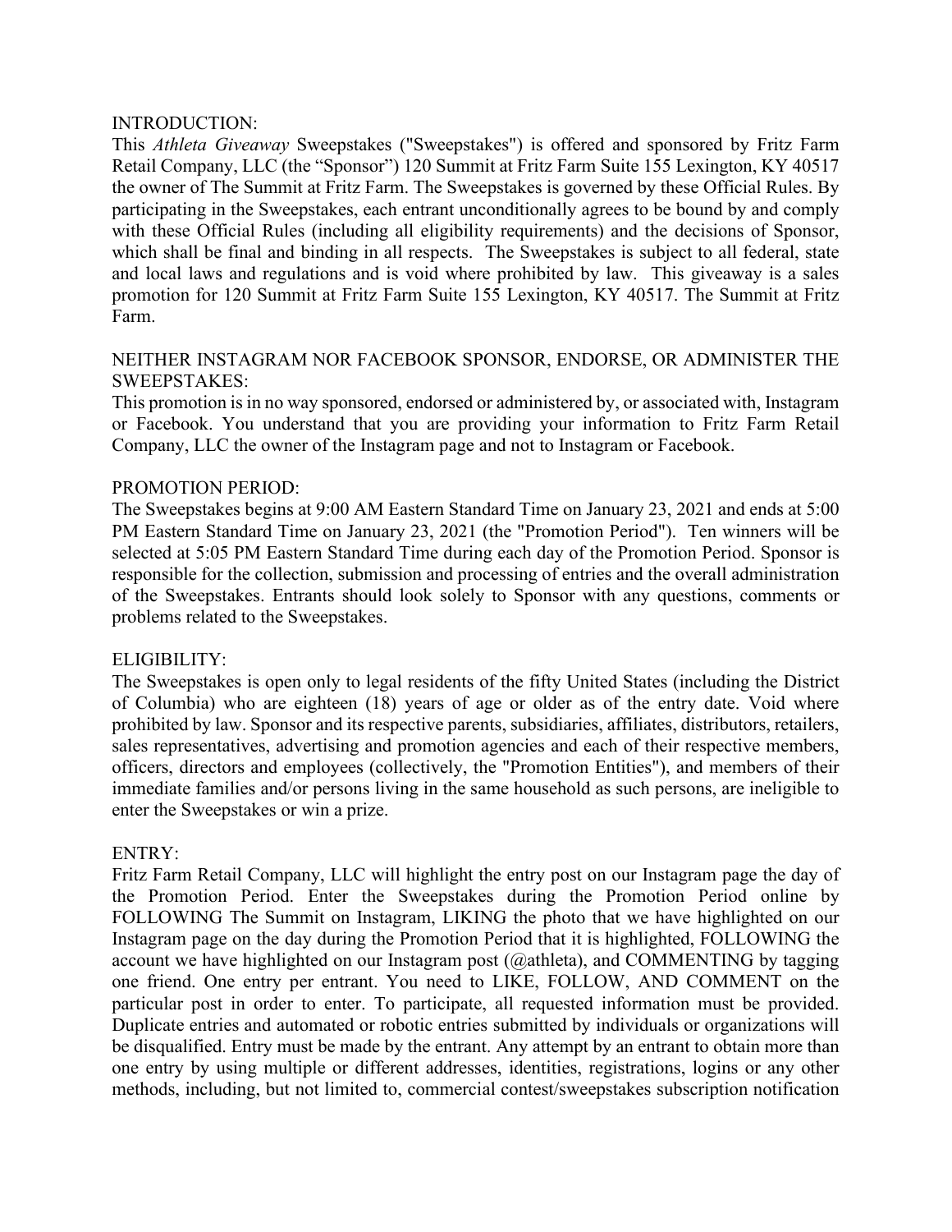INTRODUCTION:

This *Athleta Giveaway* Sweepstakes ("Sweepstakes") is offered and sponsored by Fritz Farm Retail Company, LLC (the "Sponsor") 120 Summit at Fritz Farm Suite 155 Lexington, KY 40517 the owner of The Summit at Fritz Farm. The Sweepstakes is governed by these Official Rules. By participating in the Sweepstakes, each entrant unconditionally agrees to be bound by and comply with these Official Rules (including all eligibility requirements) and the decisions of Sponsor, which shall be final and binding in all respects. The Sweepstakes is subject to all federal, state and local laws and regulations and is void where prohibited by law. This giveaway is a sales promotion for 120 Summit at Fritz Farm Suite 155 Lexington, KY 40517. The Summit at Fritz Farm.

NEITHER INSTAGRAM NOR FACEBOOK SPONSOR, ENDORSE, OR ADMINISTER THE SWEEPSTAKES:

This promotion is in no way sponsored, endorsed or administered by, or associated with, Instagram or Facebook. You understand that you are providing your information to Fritz Farm Retail Company, LLC the owner of the Instagram page and not to Instagram or Facebook.

PROMOTION PERIOD:

The Sweepstakes begins at 9:00 AM Eastern Standard Time on January 23, 2021 and ends at 5:00 PM Eastern Standard Time on January 23, 2021 (the "Promotion Period"). Ten winners will be selected at 5:05 PM Eastern Standard Time during each day of the Promotion Period. Sponsor is responsible for the collection, submission and processing of entries and the overall administration of the Sweepstakes. Entrants should look solely to Sponsor with any questions, comments or problems related to the Sweepstakes.

ELIGIBILITY:

The Sweepstakes is open only to legal residents of the fifty United States (including the District of Columbia) who are eighteen (18) years of age or older as of the entry date. Void where prohibited by law. Sponsor and its respective parents, subsidiaries, affiliates, distributors, retailers, sales representatives, advertising and promotion agencies and each of their respective members, officers, directors and employees (collectively, the "Promotion Entities"), and members of their immediate families and/or persons living in the same household as such persons, are ineligible to enter the Sweepstakes or win a prize.

ENTRY:

Fritz Farm Retail Company, LLC will highlight the entry post on our Instagram page the day of the Promotion Period. Enter the Sweepstakes during the Promotion Period online by FOLLOWING The Summit on Instagram, LIKING the photo that we have highlighted on our Instagram page on the day during the Promotion Period that it is highlighted, FOLLOWING the account we have highlighted on our Instagram post (@athleta), and COMMENTING by tagging one friend. One entry per entrant. You need to LIKE, FOLLOW, AND COMMENT on the particular post in order to enter. To participate, all requested information must be provided. Duplicate entries and automated or robotic entries submitted by individuals or organizations will be disqualified. Entry must be made by the entrant. Any attempt by an entrant to obtain more than one entry by using multiple or different addresses, identities, registrations, logins or any other methods, including, but not limited to, commercial contest/sweepstakes subscription notification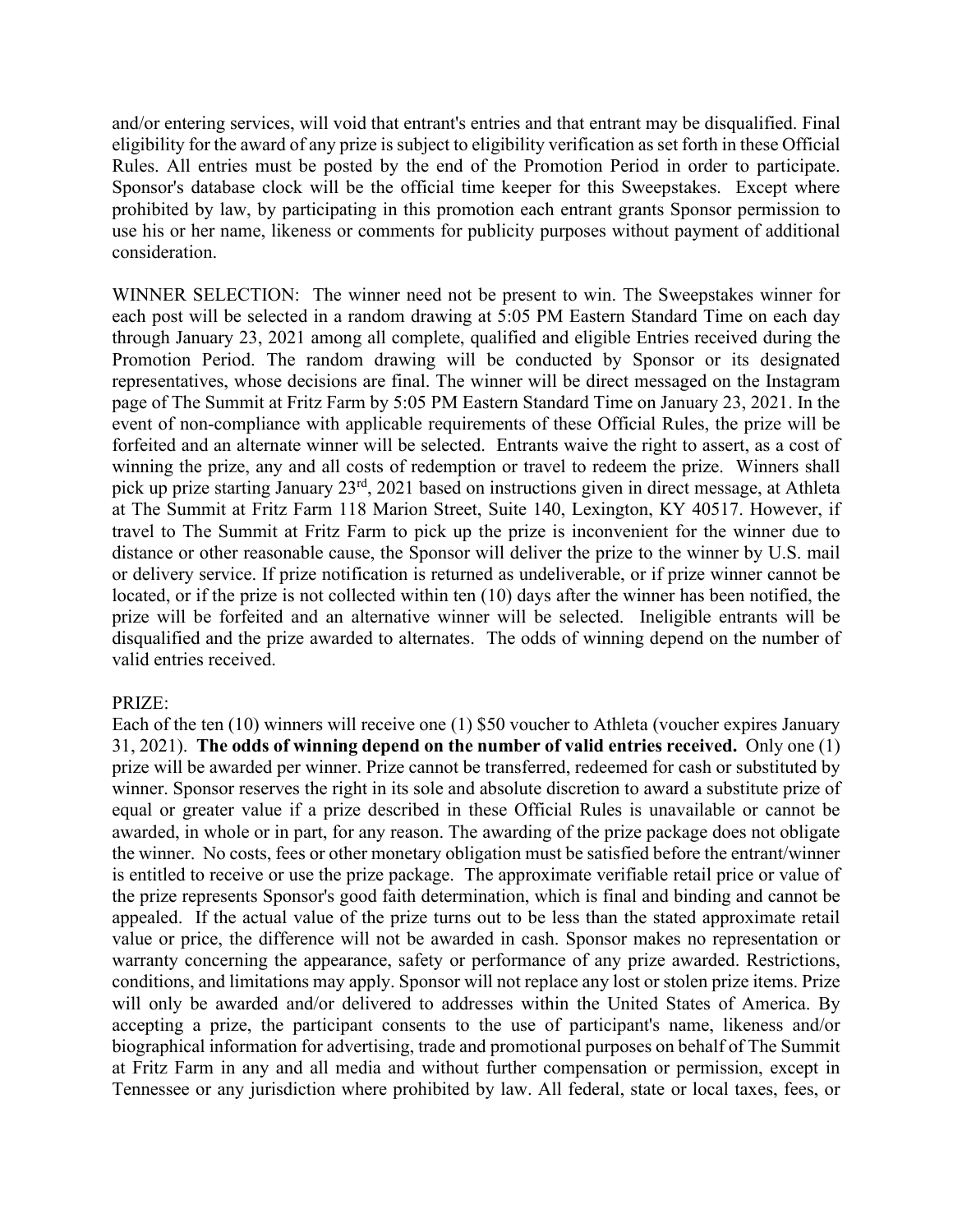and/or entering services, will void that entrant's entries and that entrant may be disqualified. Final eligibility for the award of any prize is subject to eligibility verification as set forth in these Official Rules. All entries must be posted by the end of the Promotion Period in order to participate. Sponsor's database clock will be the official time keeper for this Sweepstakes. Except where prohibited by law, by participating in this promotion each entrant grants Sponsor permission to use his or her name, likeness or comments for publicity purposes without payment of additional consideration.

WINNER SELECTION: The winner need not be present to win. The Sweepstakes winner for each post will be selected in a random drawing at 5:05 PM Eastern Standard Time on each day through January 23, 2021 among all complete, qualified and eligible Entries received during the Promotion Period. The random drawing will be conducted by Sponsor or its designated representatives, whose decisions are final. The winner will be direct messaged on the Instagram page of The Summit at Fritz Farm by 5:05 PM Eastern Standard Time on January 23, 2021. In the event of non-compliance with applicable requirements of these Official Rules, the prize will be forfeited and an alternate winner will be selected. Entrants waive the right to assert, as a cost of winning the prize, any and all costs of redemption or travel to redeem the prize. Winners shall pick up prize starting January 23rd, 2021 based on instructions given in direct message, at Athleta at The Summit at Fritz Farm 118 Marion Street, Suite 140, Lexington, KY 40517. However, if travel to The Summit at Fritz Farm to pick up the prize is inconvenient for the winner due to distance or other reasonable cause, the Sponsor will deliver the prize to the winner by U.S. mail or delivery service. If prize notification is returned as undeliverable, or if prize winner cannot be located, or if the prize is not collected within ten (10) days after the winner has been notified, the prize will be forfeited and an alternative winner will be selected. Ineligible entrants will be disqualified and the prize awarded to alternates. The odds of winning depend on the number of valid entries received.

PRIZE:
Each of the ten (10) winners will receive one (1) $50 voucher to Athleta (voucher expires January 31, 2021). **The odds of winning depend on the number of valid entries received.** Only one (1) prize will be awarded per winner. Prize cannot be transferred, redeemed for cash or substituted by winner. Sponsor reserves the right in its sole and absolute discretion to award a substitute prize of equal or greater value if a prize described in these Official Rules is unavailable or cannot be awarded, in whole or in part, for any reason. The awarding of the prize package does not obligate the winner. No costs, fees or other monetary obligation must be satisfied before the entrant/winner is entitled to receive or use the prize package. The approximate verifiable retail price or value of the prize represents Sponsor's good faith determination, which is final and binding and cannot be appealed. If the actual value of the prize turns out to be less than the stated approximate retail value or price, the difference will not be awarded in cash. Sponsor makes no representation or warranty concerning the appearance, safety or performance of any prize awarded. Restrictions, conditions, and limitations may apply. Sponsor will not replace any lost or stolen prize items. Prize will only be awarded and/or delivered to addresses within the United States of America. By accepting a prize, the participant consents to the use of participant's name, likeness and/or biographical information for advertising, trade and promotional purposes on behalf of The Summit at Fritz Farm in any and all media and without further compensation or permission, except in Tennessee or any jurisdiction where prohibited by law. All federal, state or local taxes, fees, or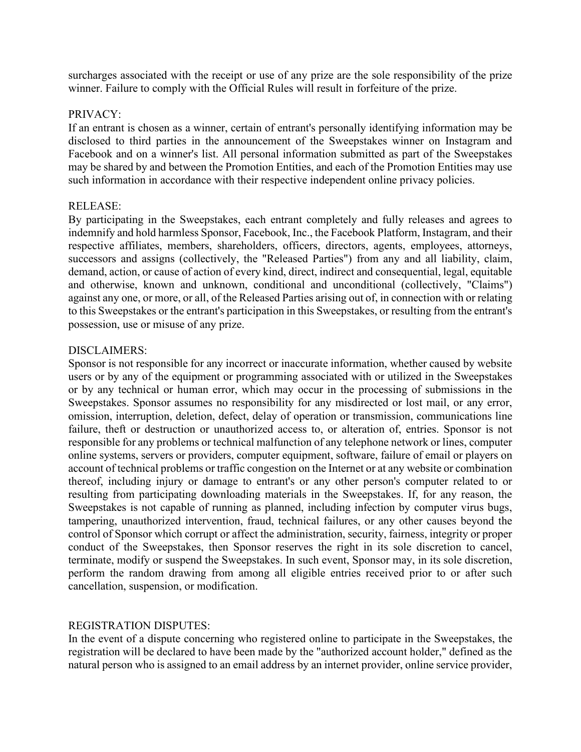surcharges associated with the receipt or use of any prize are the sole responsibility of the prize winner. Failure to comply with the Official Rules will result in forfeiture of the prize.

PRIVACY:
If an entrant is chosen as a winner, certain of entrant's personally identifying information may be disclosed to third parties in the announcement of the Sweepstakes winner on Instagram and Facebook and on a winner's list. All personal information submitted as part of the Sweepstakes may be shared by and between the Promotion Entities, and each of the Promotion Entities may use such information in accordance with their respective independent online privacy policies.

RELEASE:
By participating in the Sweepstakes, each entrant completely and fully releases and agrees to indemnify and hold harmless Sponsor, Facebook, Inc., the Facebook Platform, Instagram, and their respective affiliates, members, shareholders, officers, directors, agents, employees, attorneys, successors and assigns (collectively, the "Released Parties") from any and all liability, claim, demand, action, or cause of action of every kind, direct, indirect and consequential, legal, equitable and otherwise, known and unknown, conditional and unconditional (collectively, "Claims") against any one, or more, or all, of the Released Parties arising out of, in connection with or relating to this Sweepstakes or the entrant's participation in this Sweepstakes, or resulting from the entrant's possession, use or misuse of any prize.

DISCLAIMERS:
Sponsor is not responsible for any incorrect or inaccurate information, whether caused by website users or by any of the equipment or programming associated with or utilized in the Sweepstakes or by any technical or human error, which may occur in the processing of submissions in the Sweepstakes. Sponsor assumes no responsibility for any misdirected or lost mail, or any error, omission, interruption, deletion, defect, delay of operation or transmission, communications line failure, theft or destruction or unauthorized access to, or alteration of, entries. Sponsor is not responsible for any problems or technical malfunction of any telephone network or lines, computer online systems, servers or providers, computer equipment, software, failure of email or players on account of technical problems or traffic congestion on the Internet or at any website or combination thereof, including injury or damage to entrant's or any other person's computer related to or resulting from participating downloading materials in the Sweepstakes. If, for any reason, the Sweepstakes is not capable of running as planned, including infection by computer virus bugs, tampering, unauthorized intervention, fraud, technical failures, or any other causes beyond the control of Sponsor which corrupt or affect the administration, security, fairness, integrity or proper conduct of the Sweepstakes, then Sponsor reserves the right in its sole discretion to cancel, terminate, modify or suspend the Sweepstakes. In such event, Sponsor may, in its sole discretion, perform the random drawing from among all eligible entries received prior to or after such cancellation, suspension, or modification.

REGISTRATION DISPUTES:
In the event of a dispute concerning who registered online to participate in the Sweepstakes, the registration will be declared to have been made by the "authorized account holder," defined as the natural person who is assigned to an email address by an internet provider, online service provider,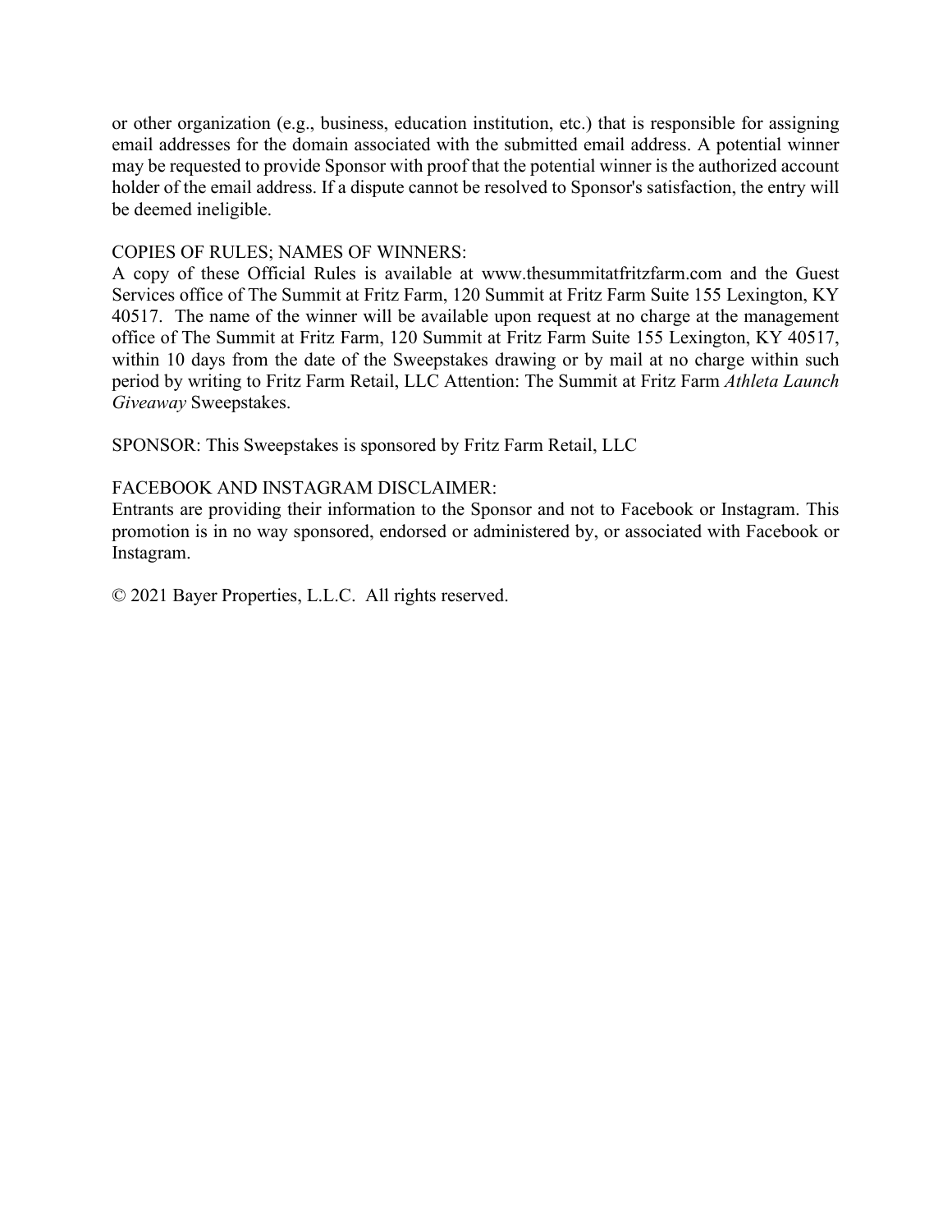or other organization (e.g., business, education institution, etc.) that is responsible for assigning email addresses for the domain associated with the submitted email address. A potential winner may be requested to provide Sponsor with proof that the potential winner is the authorized account holder of the email address. If a dispute cannot be resolved to Sponsor's satisfaction, the entry will be deemed ineligible.

COPIES OF RULES; NAMES OF WINNERS:
A copy of these Official Rules is available at www.thesummitatfritzfarm.com and the Guest Services office of The Summit at Fritz Farm, 120 Summit at Fritz Farm Suite 155 Lexington, KY 40517. The name of the winner will be available upon request at no charge at the management office of The Summit at Fritz Farm, 120 Summit at Fritz Farm Suite 155 Lexington, KY 40517, within 10 days from the date of the Sweepstakes drawing or by mail at no charge within such period by writing to Fritz Farm Retail, LLC Attention: The Summit at Fritz Farm *Athleta Launch Giveaway* Sweepstakes.

SPONSOR: This Sweepstakes is sponsored by Fritz Farm Retail, LLC

FACEBOOK AND INSTAGRAM DISCLAIMER:
Entrants are providing their information to the Sponsor and not to Facebook or Instagram. This promotion is in no way sponsored, endorsed or administered by, or associated with Facebook or Instagram.

© 2021 Bayer Properties, L.L.C. All rights reserved.